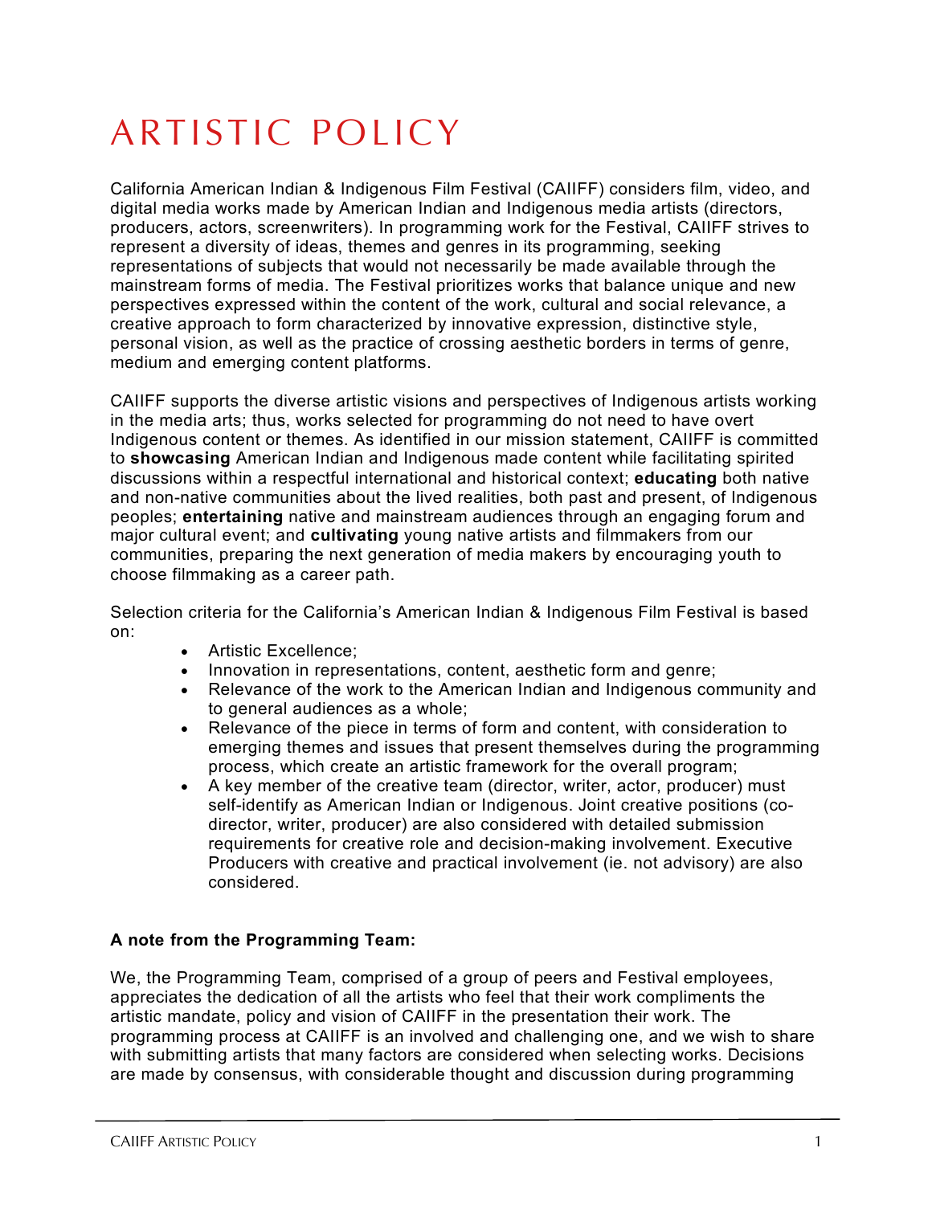# ARTISTIC POLICY

California American Indian & Indigenous Film Festival (CAIIFF) considers film, video, and digital media works made by American Indian and Indigenous media artists (directors, producers, actors, screenwriters). In programming work for the Festival, CAIIFF strives to represent a diversity of ideas, themes and genres in its programming, seeking representations of subjects that would not necessarily be made available through the mainstream forms of media. The Festival prioritizes works that balance unique and new perspectives expressed within the content of the work, cultural and social relevance, a creative approach to form characterized by innovative expression, distinctive style, personal vision, as well as the practice of crossing aesthetic borders in terms of genre, medium and emerging content platforms.

CAIIFF supports the diverse artistic visions and perspectives of Indigenous artists working in the media arts; thus, works selected for programming do not need to have overt Indigenous content or themes. As identified in our mission statement, CAIIFF is committed to **showcasing** American Indian and Indigenous made content while facilitating spirited discussions within a respectful international and historical context; **educating** both native and non-native communities about the lived realities, both past and present, of Indigenous peoples; **entertaining** native and mainstream audiences through an engaging forum and major cultural event; and **cultivating** young native artists and filmmakers from our communities, preparing the next generation of media makers by encouraging youth to choose filmmaking as a career path.

Selection criteria for the California's American Indian & Indigenous Film Festival is based on:

- Artistic Excellence;
- Innovation in representations, content, aesthetic form and genre;
- Relevance of the work to the American Indian and Indigenous community and to general audiences as a whole;
- Relevance of the piece in terms of form and content, with consideration to emerging themes and issues that present themselves during the programming process, which create an artistic framework for the overall program;
- A key member of the creative team (director, writer, actor, producer) must self-identify as American Indian or Indigenous. Joint creative positions (co-director, writer, producer) are also considered with detailed submission requirements for creative role and decision-making involvement. Executive Producers with creative and practical involvement (ie. not advisory) are also considered.

**A note from the Programming Team:**

We, the Programming Team, comprised of a group of peers and Festival employees, appreciates the dedication of all the artists who feel that their work compliments the artistic mandate, policy and vision of CAIIFF in the presentation their work. The programming process at CAIIFF is an involved and challenging one, and we wish to share with submitting artists that many factors are considered when selecting works. Decisions are made by consensus, with considerable thought and discussion during programming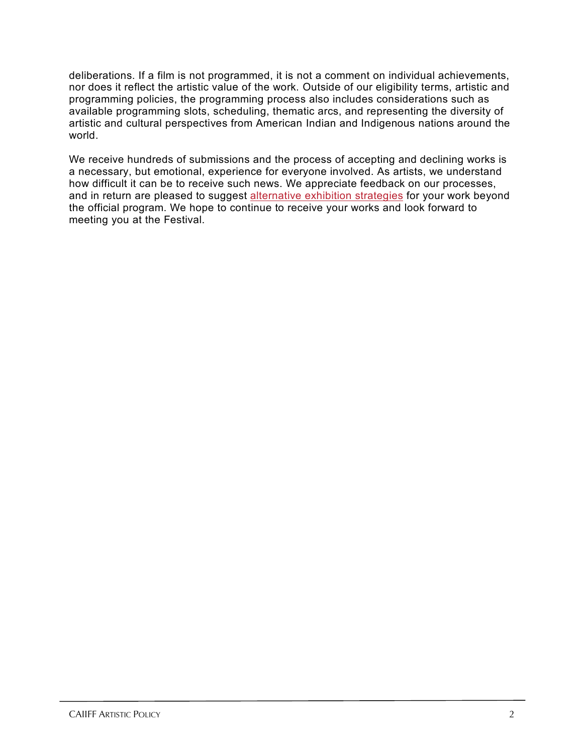deliberations. If a film is not programmed, it is not a comment on individual achievements, nor does it reflect the artistic value of the work. Outside of our eligibility terms, artistic and programming policies, the programming process also includes considerations such as available programming slots, scheduling, thematic arcs, and representing the diversity of artistic and cultural perspectives from American Indian and Indigenous nations around the world.

We receive hundreds of submissions and the process of accepting and declining works is a necessary, but emotional, experience for everyone involved. As artists, we understand how difficult it can be to receive such news. We appreciate feedback on our processes, and in return are pleased to suggest alternative exhibition strategies for your work beyond the official program. We hope to continue to receive your works and look forward to meeting you at the Festival.